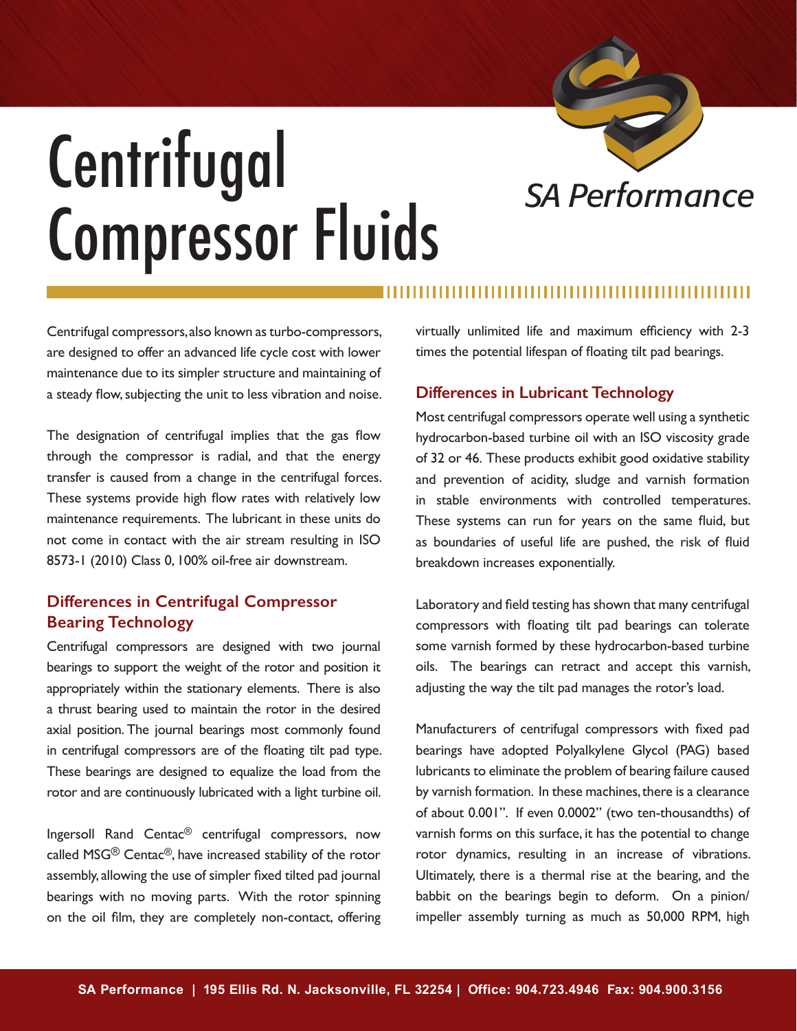# Centrifugal Compressor Fluids

SA Performance

Centrifugal compressors, also known as turbo-compressors, are designed to offer an advanced life cycle cost with lower maintenance due to its simpler structure and maintaining of a steady flow, subjecting the unit to less vibration and noise.

The designation of centrifugal implies that the gas flow through the compressor is radial, and that the energy transfer is caused from a change in the centrifugal forces. These systems provide high flow rates with relatively low maintenance requirements. The lubricant in these units do not come in contact with the air stream resulting in ISO 8573-1 (2010) Class 0, 100% oil-free air downstream.

## Differences in Centrifugal Compressor Bearing Technology

Centrifugal compressors are designed with two journal bearings to support the weight of the rotor and position it appropriately within the stationary elements. There is also a thrust bearing used to maintain the rotor in the desired axial position. The journal bearings most commonly found in centrifugal compressors are of the floating tilt pad type. These bearings are designed to equalize the load from the rotor and are continuously lubricated with a light turbine oil.

Ingersoll Rand Centac® centrifugal compressors, now called MSG® Centac®, have increased stability of the rotor assembly, allowing the use of simpler fixed tilted pad journal bearings with no moving parts. With the rotor spinning on the oil film, they are completely non-contact, offering virtually unlimited life and maximum efficiency with 2-3 times the potential lifespan of floating tilt pad bearings.

## Differences in Lubricant Technology

Most centrifugal compressors operate well using a synthetic hydrocarbon-based turbine oil with an ISO viscosity grade of 32 or 46. These products exhibit good oxidative stability and prevention of acidity, sludge and varnish formation in stable environments with controlled temperatures. These systems can run for years on the same fluid, but as boundaries of useful life are pushed, the risk of fluid breakdown increases exponentially.

Laboratory and field testing has shown that many centrifugal compressors with floating tilt pad bearings can tolerate some varnish formed by these hydrocarbon-based turbine oils. The bearings can retract and accept this varnish, adjusting the way the tilt pad manages the rotor's load.

Manufacturers of centrifugal compressors with fixed pad bearings have adopted Polyalkylene Glycol (PAG) based lubricants to eliminate the problem of bearing failure caused by varnish formation. In these machines, there is a clearance of about 0.001". If even 0.0002" (two ten-thousandths) of varnish forms on this surface, it has the potential to change rotor dynamics, resulting in an increase of vibrations. Ultimately, there is a thermal rise at the bearing, and the babbit on the bearings begin to deform. On a pinion/ impeller assembly turning as much as 50,000 RPM, high

SA Performance | 195 Ellis Rd. N. Jacksonville, FL 32254 | Office: 904.723.4946 Fax: 904.900.3156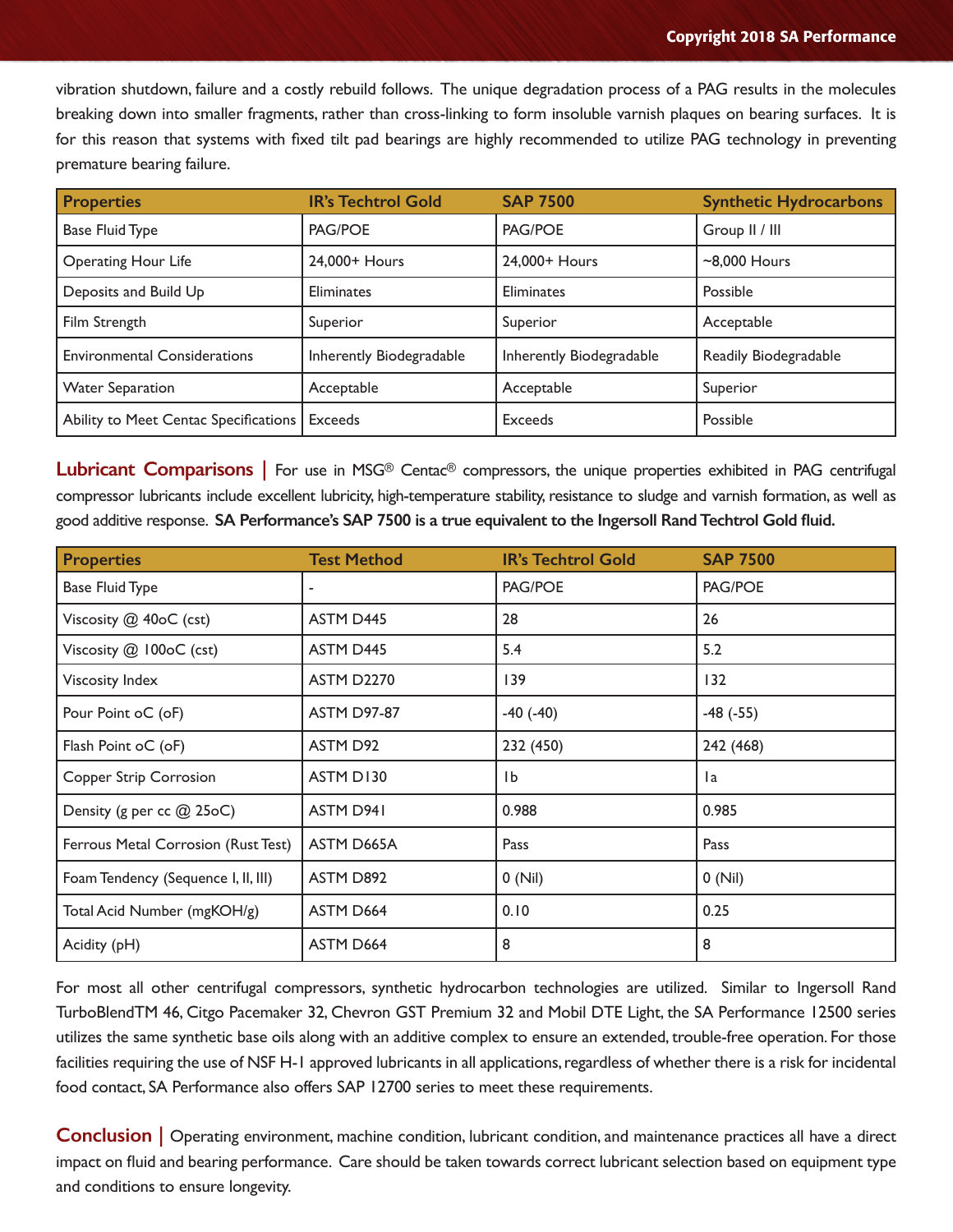vibration shutdown, failure and a costly rebuild follows. The unique degradation process of a PAG results in the molecules breaking down into smaller fragments, rather than cross-linking to form insoluble varnish plaques on bearing surfaces. It is for this reason that systems with fixed tilt pad bearings are highly recommended to utilize PAG technology in preventing premature bearing failure.

| Properties | IR's Techtrol Gold | SAP 7500 | Synthetic Hydrocarbons |
|---|---|---|---|
| Base Fluid Type | PAG/POE | PAG/POE | Group II / III |
| Operating Hour Life | 24,000+ Hours | 24,000+ Hours | ~8,000 Hours |
| Deposits and Build Up | Eliminates | Eliminates | Possible |
| Film Strength | Superior | Superior | Acceptable |
| Environmental Considerations | Inherently Biodegradable | Inherently Biodegradable | Readily Biodegradable |
| Water Separation | Acceptable | Acceptable | Superior |
| Ability to Meet Centac Specifications | Exceeds | Exceeds | Possible |

**Lubricant Comparisons |** For use in MSG® Centac® compressors, the unique properties exhibited in PAG centrifugal compressor lubricants include excellent lubricity, high-temperature stability, resistance to sludge and varnish formation, as well as good additive response. **SA Performance's SAP 7500 is a true equivalent to the Ingersoll Rand Techtrol Gold fluid.**

| Properties | Test Method | IR's Techtrol Gold | SAP 7500 |
|---|---|---|---|
| Base Fluid Type | - | PAG/POE | PAG/POE |
| Viscosity @ 40oC (cst) | ASTM D445 | 28 | 26 |
| Viscosity @ 100oC (cst) | ASTM D445 | 5.4 | 5.2 |
| Viscosity Index | ASTM D2270 | 139 | 132 |
| Pour Point oC (oF) | ASTM D97-87 | -40 (-40) | -48 (-55) |
| Flash Point oC (oF) | ASTM D92 | 232 (450) | 242 (468) |
| Copper Strip Corrosion | ASTM D130 | 1b | 1a |
| Density (g per cc @ 25oC) | ASTM D941 | 0.988 | 0.985 |
| Ferrous Metal Corrosion (Rust Test) | ASTM D665A | Pass | Pass |
| Foam Tendency (Sequence I, II, III) | ASTM D892 | 0 (Nil) | 0 (Nil) |
| Total Acid Number (mgKOH/g) | ASTM D664 | 0.10 | 0.25 |
| Acidity (pH) | ASTM D664 | 8 | 8 |

For most all other centrifugal compressors, synthetic hydrocarbon technologies are utilized. Similar to Ingersoll Rand TurboBlendTM 46, Citgo Pacemaker 32, Chevron GST Premium 32 and Mobil DTE Light, the SA Performance 12500 series utilizes the same synthetic base oils along with an additive complex to ensure an extended, trouble-free operation. For those facilities requiring the use of NSF H-1 approved lubricants in all applications, regardless of whether there is a risk for incidental food contact, SA Performance also offers SAP 12700 series to meet these requirements.

**Conclusion |** Operating environment, machine condition, lubricant condition, and maintenance practices all have a direct impact on fluid and bearing performance. Care should be taken towards correct lubricant selection based on equipment type and conditions to ensure longevity.